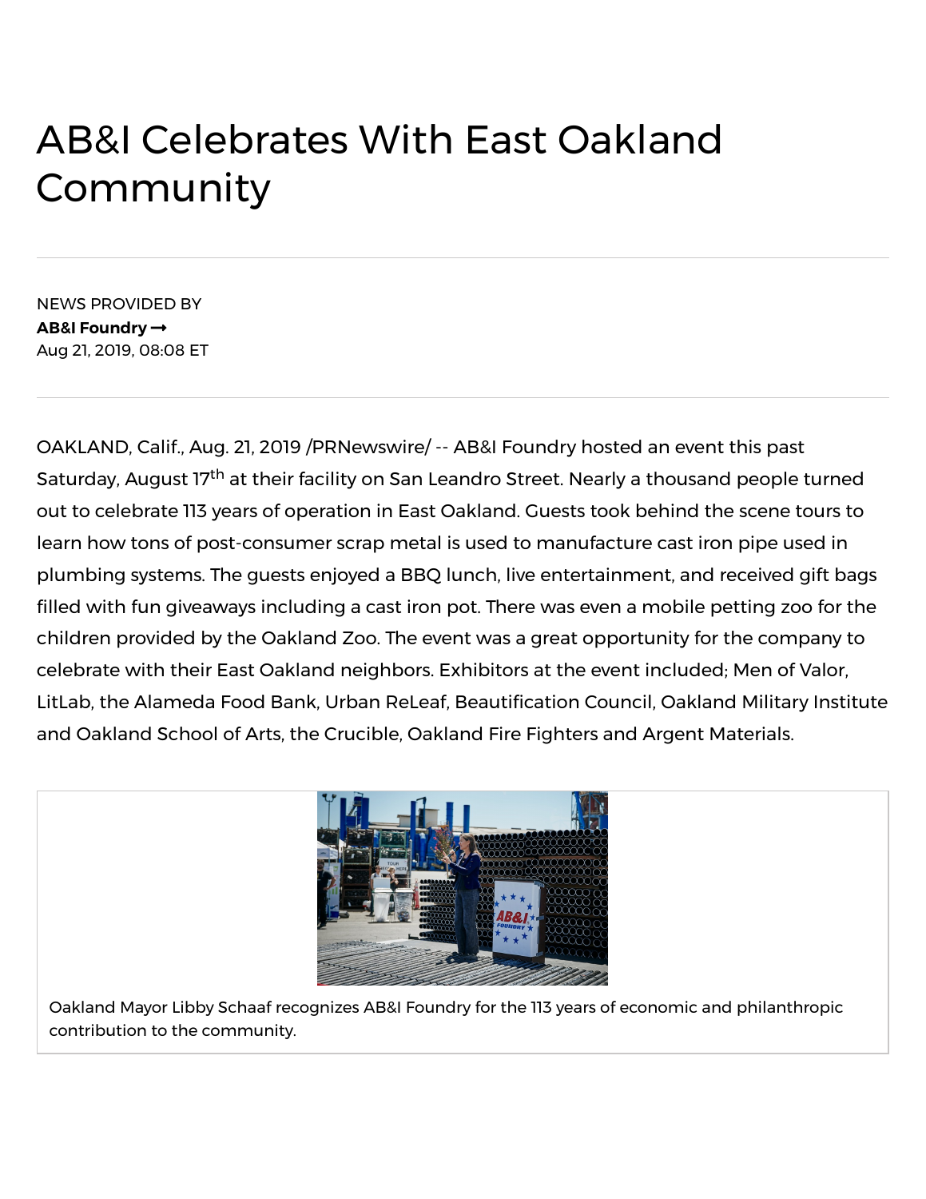# AB&I Celebrates With East Oakland Community

NEWS PROVIDED BY

**AB&I Foundry →**

Aug 21, 2019, 08:08 ET

OAKLAND, Calif., Aug. 21, 2019 /PRNewswire/ -- AB&I Foundry hosted an event this past Saturday, August 17th at their facility on San Leandro Street. Nearly a thousand people turned out to celebrate 113 years of operation in East Oakland. Guests took behind the scene tours to learn how tons of post-consumer scrap metal is used to manufacture cast iron pipe used in plumbing systems. The guests enjoyed a BBQ lunch, live entertainment, and received gift bags filled with fun giveaways including a cast iron pot. There was even a mobile petting zoo for the children provided by the Oakland Zoo. The event was a great opportunity for the company to celebrate with their East Oakland neighbors. Exhibitors at the event included; Men of Valor, LitLab, the Alameda Food Bank, Urban ReLeaf, Beautification Council, Oakland Military Institute and Oakland School of Arts, the Crucible, Oakland Fire Fighters and Argent Materials.

Oakland Mayor Libby Schaaf recognizes AB&I Foundry for the 113 years of economic and philanthropic contribution to the community.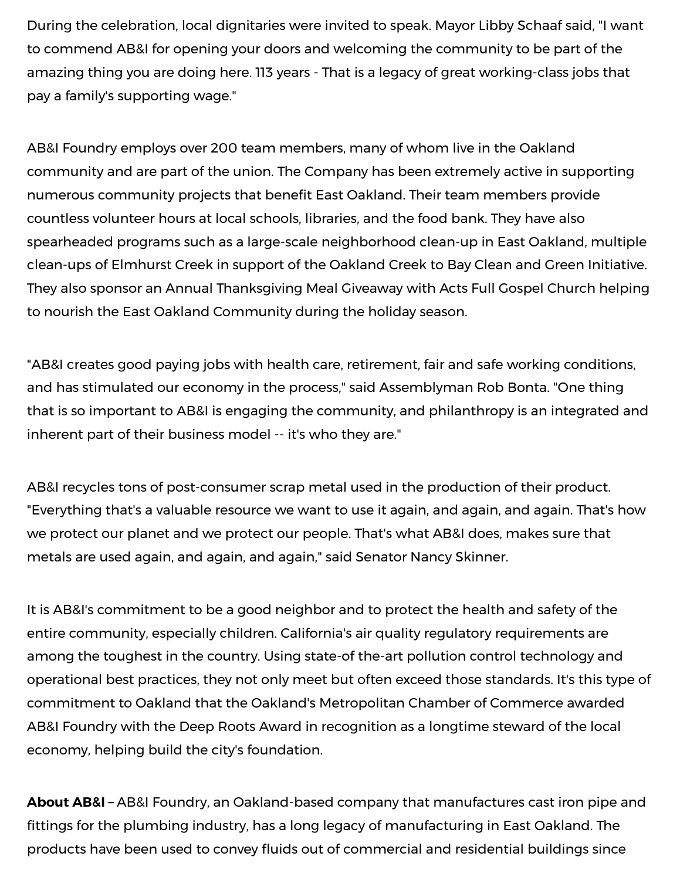During the celebration, local dignitaries were invited to speak. Mayor Libby Schaaf said, "I want to commend AB&I for opening your doors and welcoming the community to be part of the amazing thing you are doing here. 113 years - That is a legacy of great working-class jobs that pay a family's supporting wage."

AB&I Foundry employs over 200 team members, many of whom live in the Oakland community and are part of the union. The Company has been extremely active in supporting numerous community projects that benefit East Oakland. Their team members provide countless volunteer hours at local schools, libraries, and the food bank. They have also spearheaded programs such as a large-scale neighborhood clean-up in East Oakland, multiple clean-ups of Elmhurst Creek in support of the Oakland Creek to Bay Clean and Green Initiative. They also sponsor an Annual Thanksgiving Meal Giveaway with Acts Full Gospel Church helping to nourish the East Oakland Community during the holiday season.

"AB&I creates good paying jobs with health care, retirement, fair and safe working conditions, and has stimulated our economy in the process," said Assemblyman Rob Bonta. "One thing that is so important to AB&I is engaging the community, and philanthropy is an integrated and inherent part of their business model -- it's who they are."

AB&I recycles tons of post-consumer scrap metal used in the production of their product. "Everything that's a valuable resource we want to use it again, and again, and again. That's how we protect our planet and we protect our people. That's what AB&I does, makes sure that metals are used again, and again, and again," said Senator Nancy Skinner.

It is AB&I's commitment to be a good neighbor and to protect the health and safety of the entire community, especially children. California's air quality regulatory requirements are among the toughest in the country. Using state-of-the-art pollution control technology and operational best practices, they not only meet but often exceed those standards. It's this type of commitment to Oakland that the Oakland's Metropolitan Chamber of Commerce awarded AB&I Foundry with the Deep Roots Award in recognition as a longtime steward of the local economy, helping build the city's foundation.

**About AB&I –** AB&I Foundry, an Oakland-based company that manufactures cast iron pipe and fittings for the plumbing industry, has a long legacy of manufacturing in East Oakland. The products have been used to convey fluids out of commercial and residential buildings since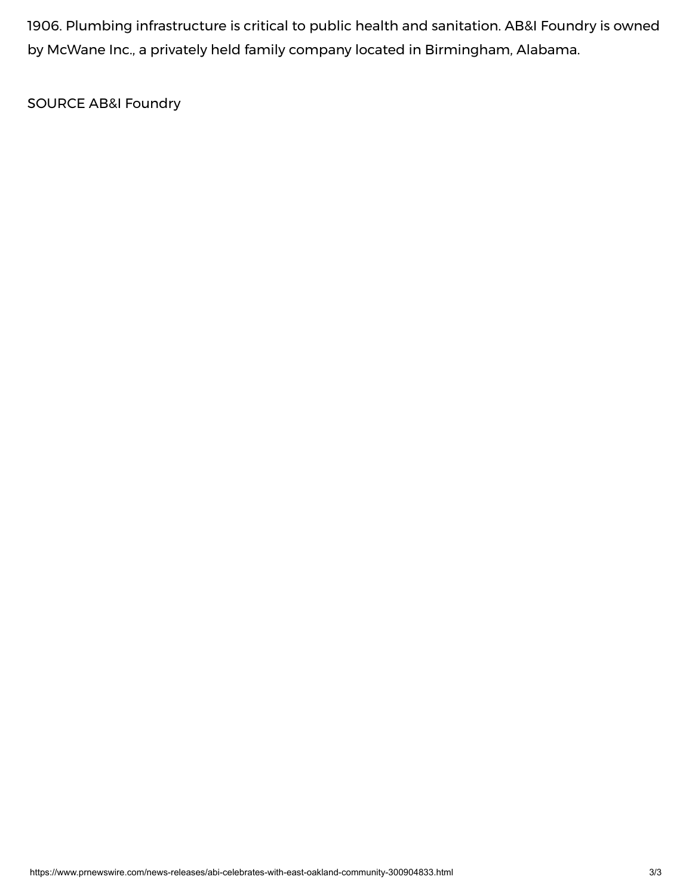1906. Plumbing infrastructure is critical to public health and sanitation. AB&I Foundry is owned by McWane Inc., a privately held family company located in Birmingham, Alabama.

SOURCE AB&I Foundry